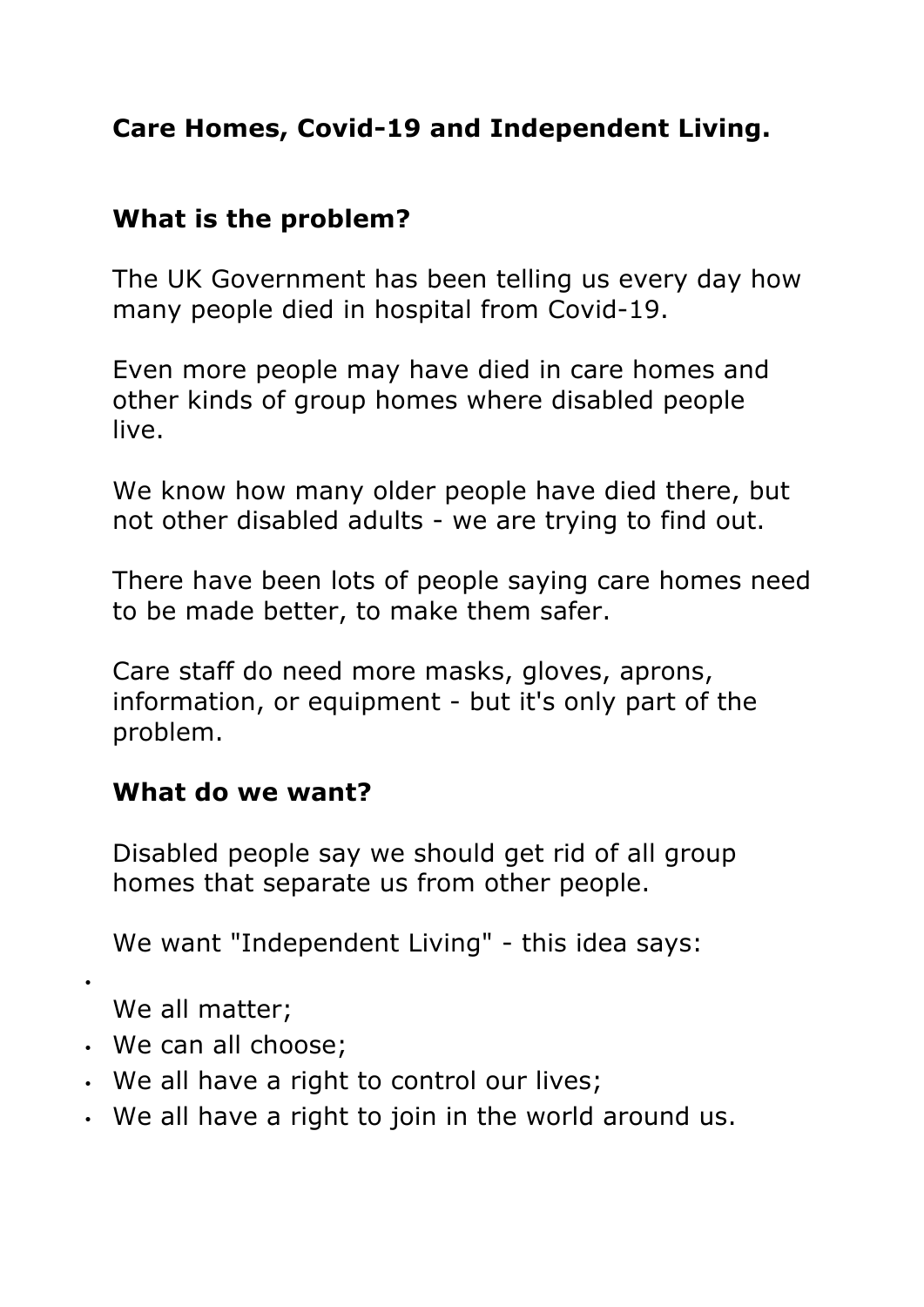**Care Homes, Covid-19 and Independent Living.**

**What is the problem?**

The UK Government has been telling us every day how many people died in hospital from Covid-19.

Even more people may have died in care homes and other kinds of group homes where disabled people live.

We know how many older people have died there, but not other disabled adults - we are trying to find out.

There have been lots of people saying care homes need to be made better, to make them safer.

Care staff do need more masks, gloves, aprons, information, or equipment - but it's only part of the problem.

**What do we want?**

Disabled people say we should get rid of all group homes that separate us from other people.

We want "Independent Living" - this idea says:

- We all matter;
- We can all choose;
- We all have a right to control our lives;
- We all have a right to join in the world around us.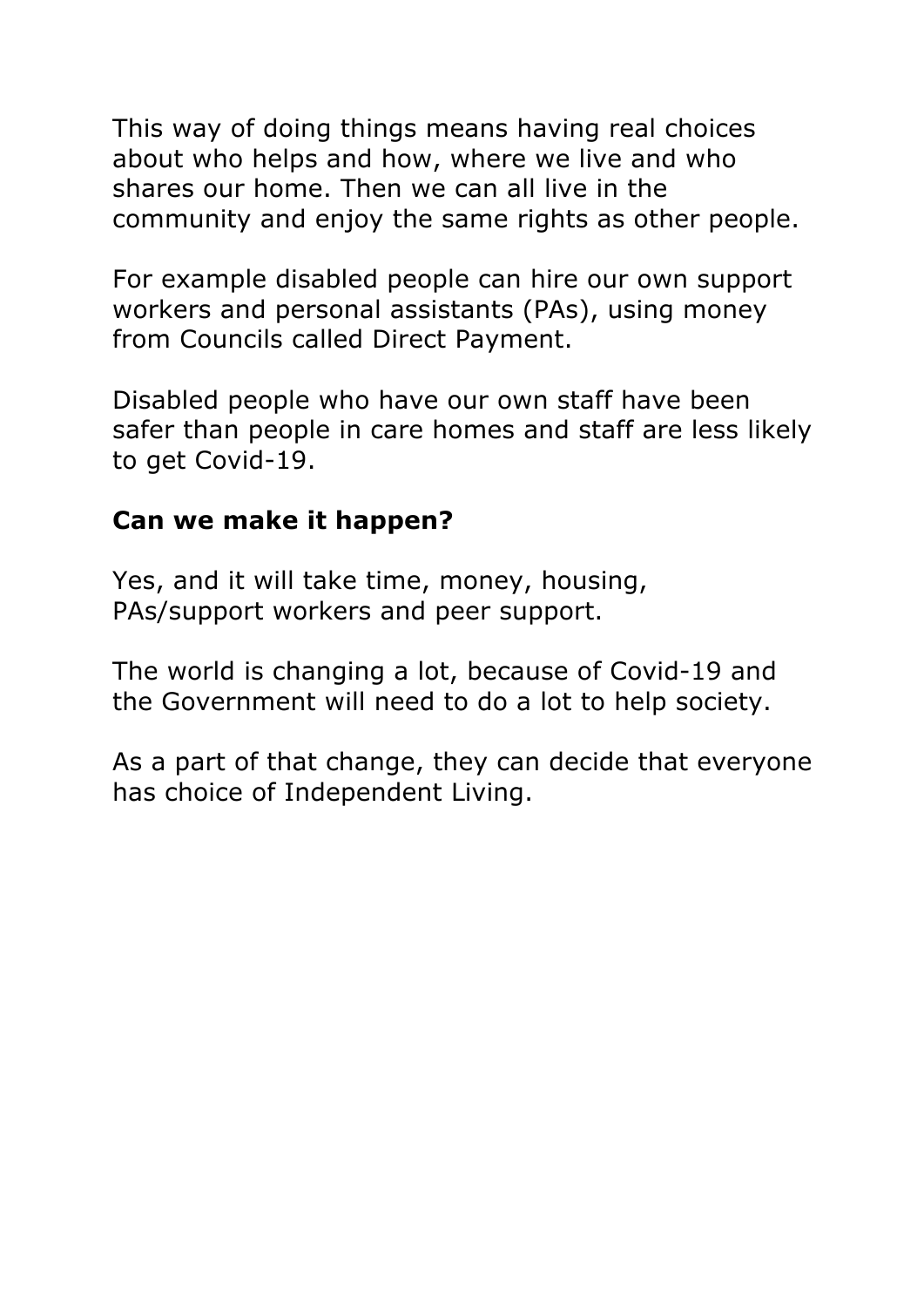This way of doing things means having real choices about who helps and how, where we live and who shares our home. Then we can all live in the community and enjoy the same rights as other people.

For example disabled people can hire our own support workers and personal assistants (PAs), using money from Councils called Direct Payment.

Disabled people who have our own staff have been safer than people in care homes and staff are less likely to get Covid-19.

## Can we make it happen?

Yes, and it will take time, money, housing, PAs/support workers and peer support.

The world is changing a lot, because of Covid-19 and the Government will need to do a lot to help society.

As a part of that change, they can decide that everyone has choice of Independent Living.